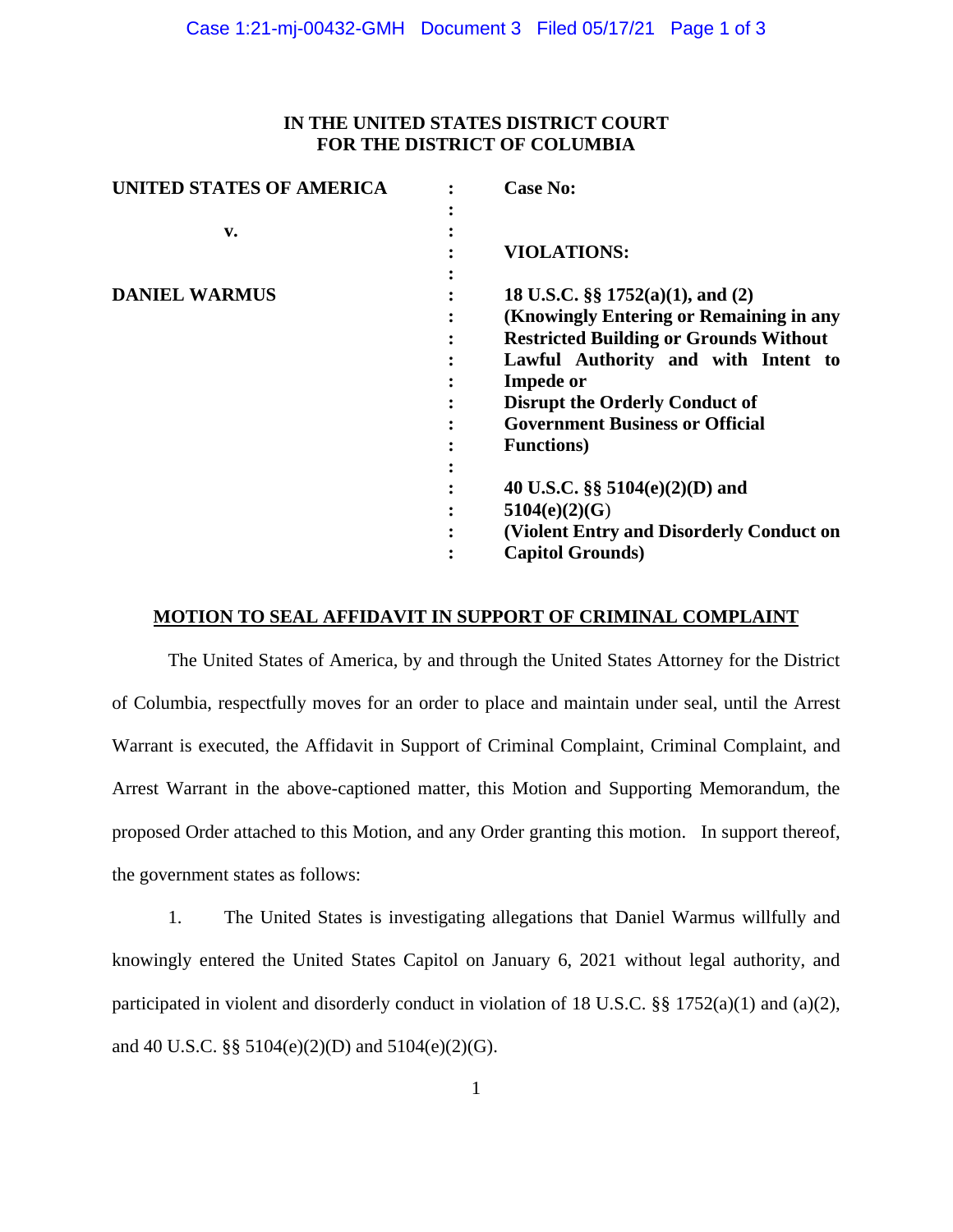**IN THE UNITED STATES DISTRICT COURT**
**FOR THE DISTRICT OF COLUMBIA**

| | | |
|---|---|---|
| **UNITED STATES OF AMERICA** | : | **Case No:** |
| | : | |
| **v.** | : | |
| | : | **VIOLATIONS:** |
| | : | |
| **DANIEL WARMUS** | : | **18 U.S.C. §§ 1752(a)(1), and (2) (Knowingly Entering or Remaining in any Restricted Building or Grounds Without Lawful Authority and with Intent to Impede or Disrupt the Orderly Conduct of Government Business or Official Functions)** |
| | : | |
| | : | **40 U.S.C. §§ 5104(e)(2)(D) and 5104(e)(2)(G) (Violent Entry and Disorderly Conduct on Capitol Grounds)** |

**MOTION TO SEAL AFFIDAVIT IN SUPPORT OF CRIMINAL COMPLAINT**

The United States of America, by and through the United States Attorney for the District of Columbia, respectfully moves for an order to place and maintain under seal, until the Arrest Warrant is executed, the Affidavit in Support of Criminal Complaint, Criminal Complaint, and Arrest Warrant in the above-captioned matter, this Motion and Supporting Memorandum, the proposed Order attached to this Motion, and any Order granting this motion. In support thereof, the government states as follows:

1. The United States is investigating allegations that Daniel Warmus willfully and knowingly entered the United States Capitol on January 6, 2021 without legal authority, and participated in violent and disorderly conduct in violation of 18 U.S.C. §§ 1752(a)(1) and (a)(2), and 40 U.S.C. §§ 5104(e)(2)(D) and 5104(e)(2)(G).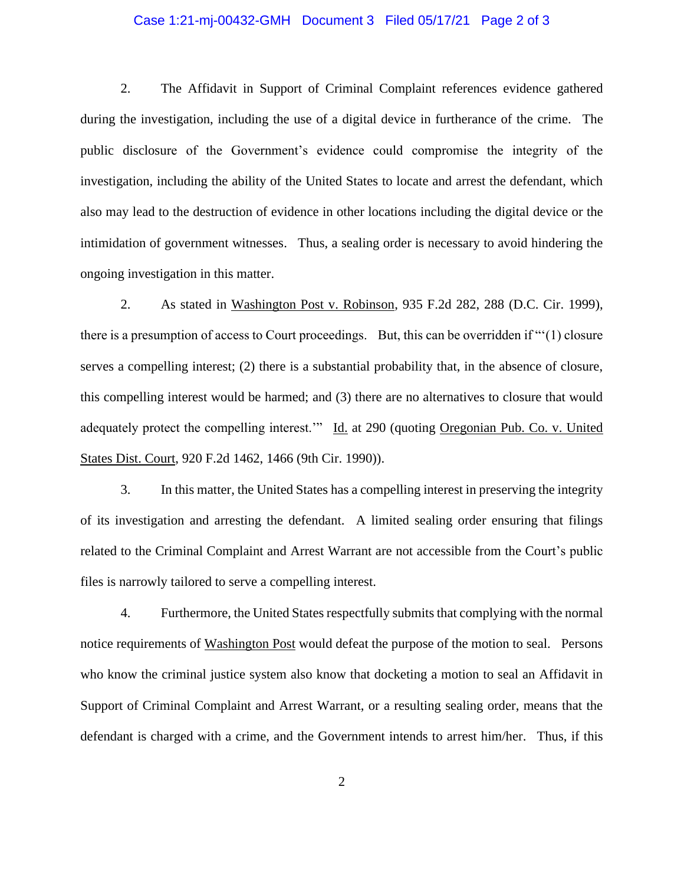2. The Affidavit in Support of Criminal Complaint references evidence gathered during the investigation, including the use of a digital device in furtherance of the crime. The public disclosure of the Government's evidence could compromise the integrity of the investigation, including the ability of the United States to locate and arrest the defendant, which also may lead to the destruction of evidence in other locations including the digital device or the intimidation of government witnesses. Thus, a sealing order is necessary to avoid hindering the ongoing investigation in this matter.

2. As stated in Washington Post v. Robinson, 935 F.2d 282, 288 (D.C. Cir. 1999), there is a presumption of access to Court proceedings. But, this can be overridden if "'(1) closure serves a compelling interest; (2) there is a substantial probability that, in the absence of closure, this compelling interest would be harmed; and (3) there are no alternatives to closure that would adequately protect the compelling interest.'" Id. at 290 (quoting Oregonian Pub. Co. v. United States Dist. Court, 920 F.2d 1462, 1466 (9th Cir. 1990)).

3. In this matter, the United States has a compelling interest in preserving the integrity of its investigation and arresting the defendant. A limited sealing order ensuring that filings related to the Criminal Complaint and Arrest Warrant are not accessible from the Court's public files is narrowly tailored to serve a compelling interest.

4. Furthermore, the United States respectfully submits that complying with the normal notice requirements of Washington Post would defeat the purpose of the motion to seal. Persons who know the criminal justice system also know that docketing a motion to seal an Affidavit in Support of Criminal Complaint and Arrest Warrant, or a resulting sealing order, means that the defendant is charged with a crime, and the Government intends to arrest him/her. Thus, if this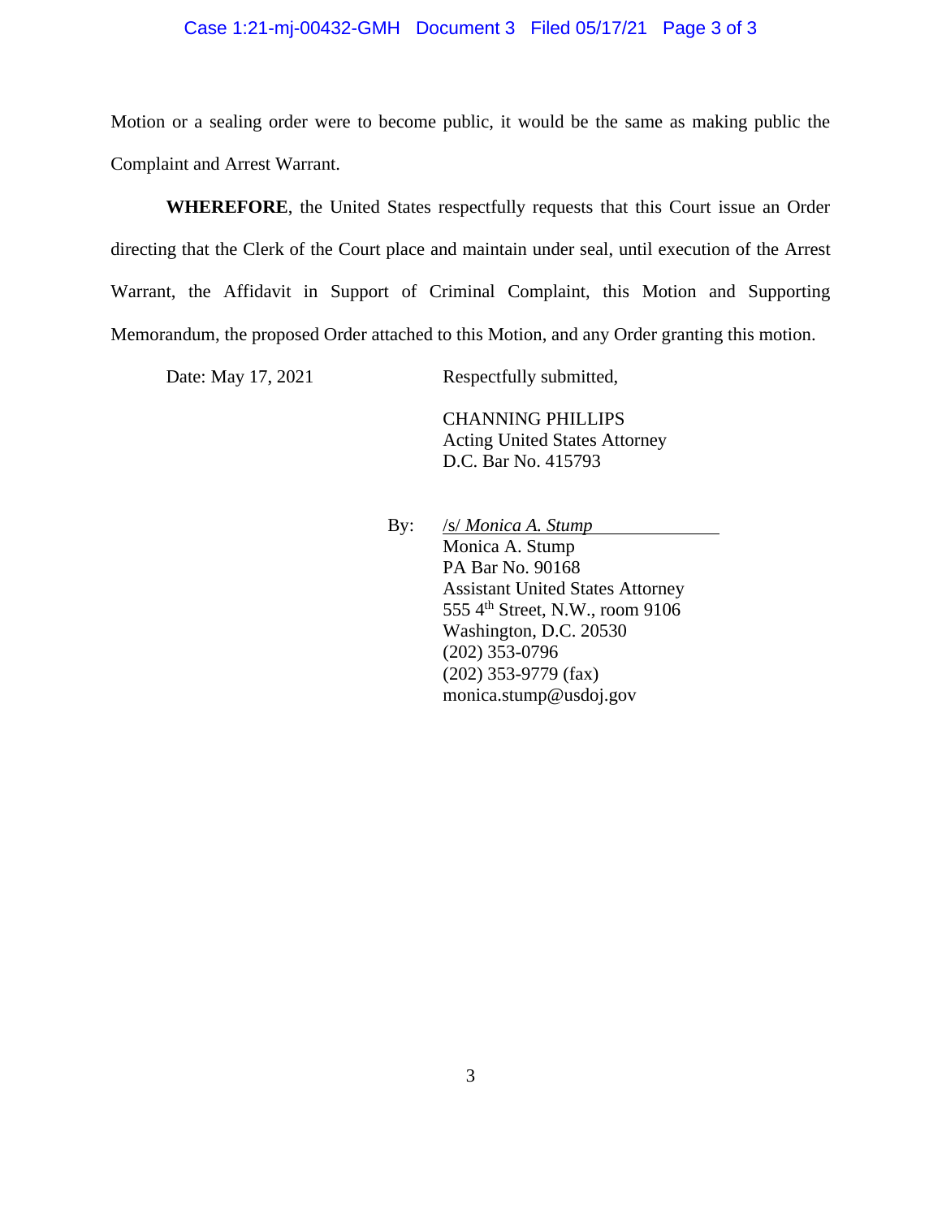Motion or a sealing order were to become public, it would be the same as making public the Complaint and Arrest Warrant.

**WHEREFORE**, the United States respectfully requests that this Court issue an Order directing that the Clerk of the Court place and maintain under seal, until execution of the Arrest Warrant, the Affidavit in Support of Criminal Complaint, this Motion and Supporting Memorandum, the proposed Order attached to this Motion, and any Order granting this motion.

Date: May 17, 2021

Respectfully submitted,

CHANNING PHILLIPS
Acting United States Attorney
D.C. Bar No. 415793

By: /s/ *Monica A. Stump*
Monica A. Stump
PA Bar No. 90168
Assistant United States Attorney
555 4th Street, N.W., room 9106
Washington, D.C. 20530
(202) 353-0796
(202) 353-9779 (fax)
monica.stump@usdoj.gov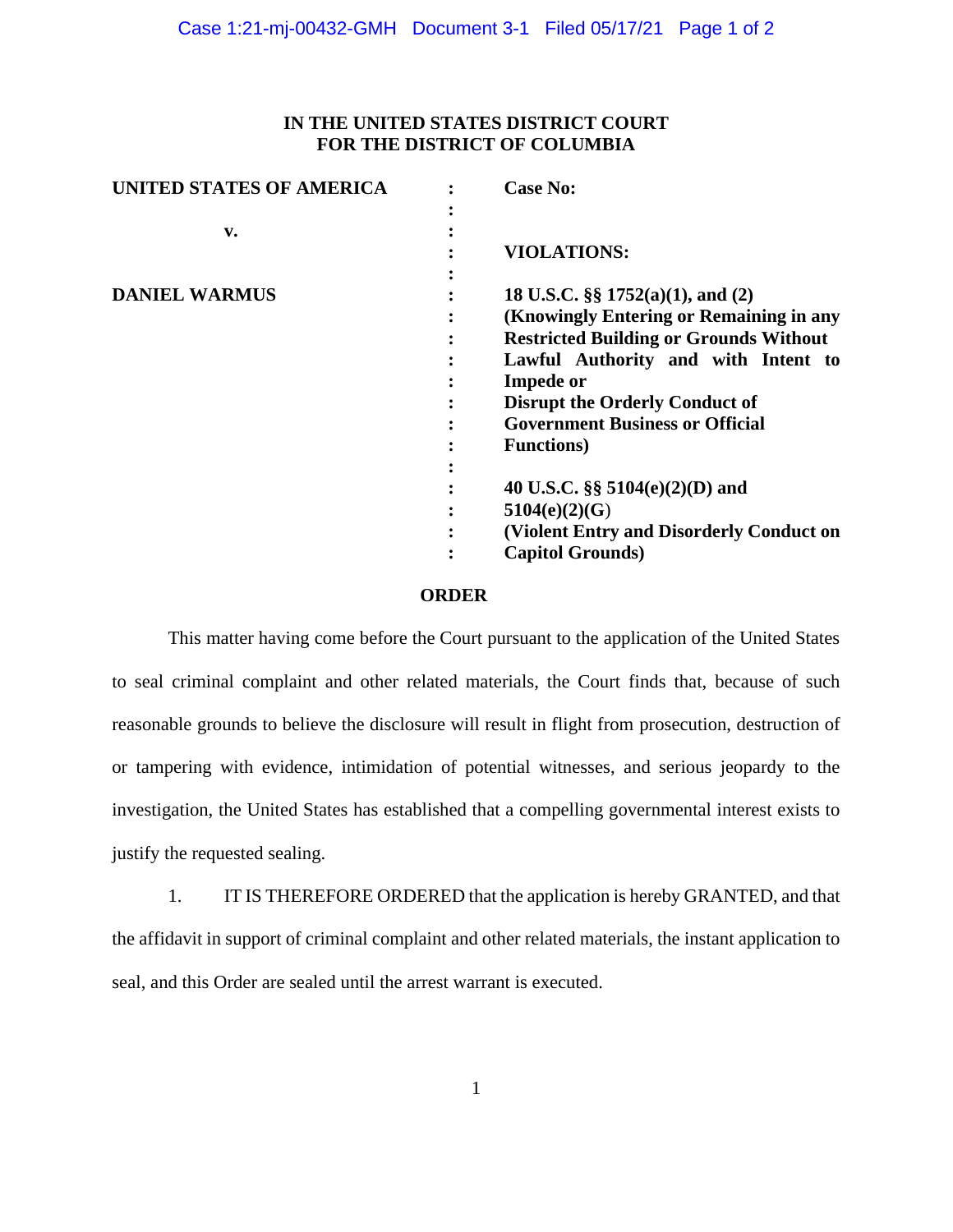**IN THE UNITED STATES DISTRICT COURT**
**FOR THE DISTRICT OF COLUMBIA**

| | | |
|---|---|---|
| **UNITED STATES OF AMERICA** | : | **Case No:** |
| | : | |
| **v.** | : | |
| | : | **VIOLATIONS:** |
| | : | |
| **DANIEL WARMUS** | : | **18 U.S.C. §§ 1752(a)(1), and (2) (Knowingly Entering or Remaining in any Restricted Building or Grounds Without Lawful Authority and with Intent to Impede or Disrupt the Orderly Conduct of Government Business or Official Functions)** |
| | : | |
| | : | **40 U.S.C. §§ 5104(e)(2)(D) and 5104(e)(2)(G) (Violent Entry and Disorderly Conduct on Capitol Grounds)** |

## ORDER

This matter having come before the Court pursuant to the application of the United States to seal criminal complaint and other related materials, the Court finds that, because of such reasonable grounds to believe the disclosure will result in flight from prosecution, destruction of or tampering with evidence, intimidation of potential witnesses, and serious jeopardy to the investigation, the United States has established that a compelling governmental interest exists to justify the requested sealing.

1. IT IS THEREFORE ORDERED that the application is hereby GRANTED, and that the affidavit in support of criminal complaint and other related materials, the instant application to seal, and this Order are sealed until the arrest warrant is executed.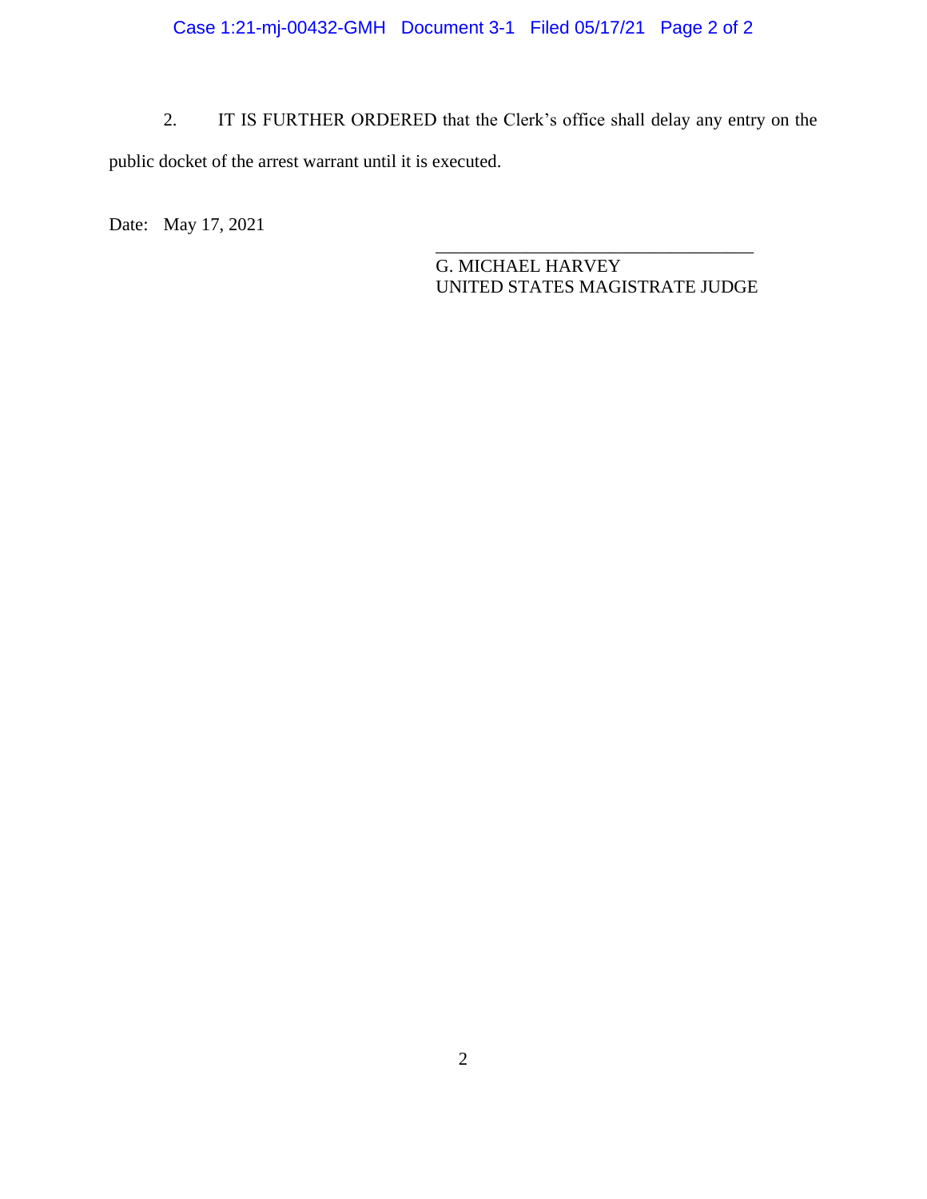2. IT IS FURTHER ORDERED that the Clerk's office shall delay any entry on the public docket of the arrest warrant until it is executed.

Date: May 17, 2021

\_\_\_\_\_\_\_\_\_\_\_\_\_\_\_\_\_\_\_\_\_\_\_\_\_\_\_\_\_\_\_\_\_\_\_

G. MICHAEL HARVEY
UNITED STATES MAGISTRATE JUDGE